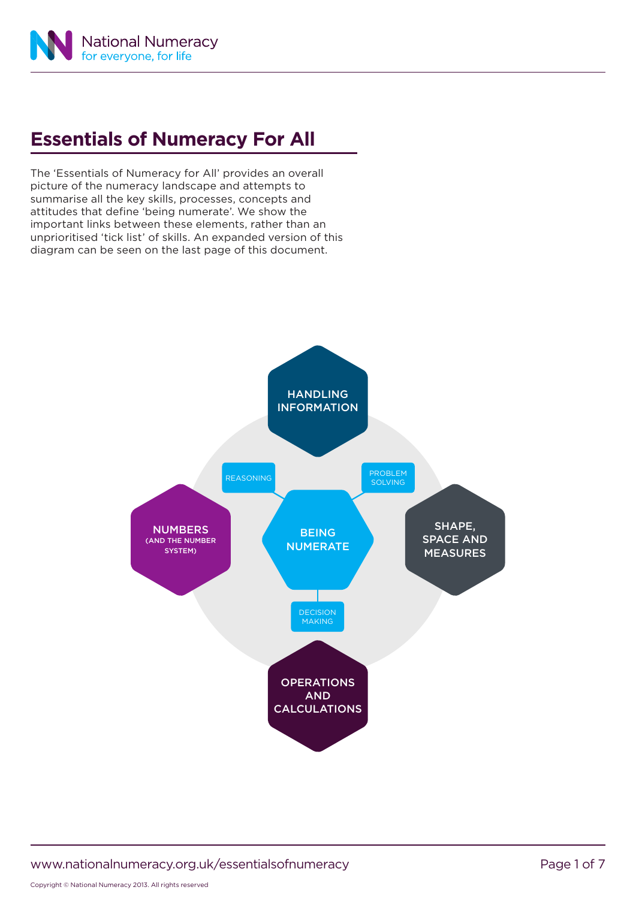# Essentials of Numeracy For All

The 'Essentials of Numeracy for All' provides an overall picture of the numeracy landscape and attempts to summarise all the key skills, processes, concepts and attitudes that define 'being numerate'. We show the important links between these elements, rather than an unprioritised 'tick list' of skills. An expanded version of this diagram can be seen on the last page of this document.

HANDLING INFORMATION

REASONING

PROBLEM SOLVING

NUMBERS (AND THE NUMBER SYSTEM)

BEING NUMERATE

SHAPE, SPACE AND MEASURES

DECISION MAKING

OPERATIONS AND CALCULATIONS

Copyright © National Numeracy 2013. All rights reserved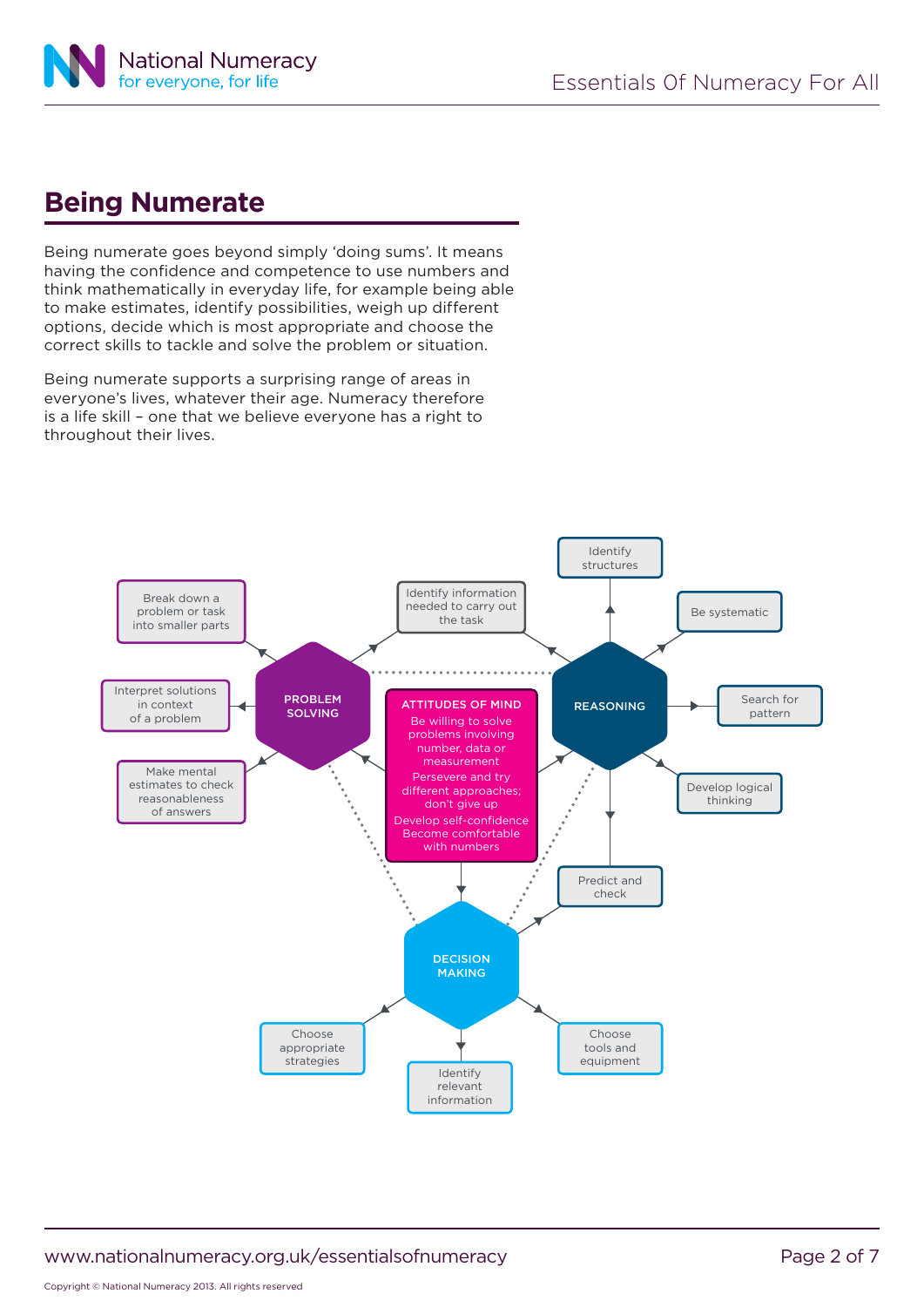## Being Numerate

Being numerate goes beyond simply 'doing sums'. It means having the confidence and competence to use numbers and think mathematically in everyday life, for example being able to make estimates, identify possibilities, weigh up different options, decide which is most appropriate and choose the correct skills to tackle and solve the problem or situation.

Being numerate supports a surprising range of areas in everyone's lives, whatever their age. Numeracy therefore is a life skill – one that we believe everyone has a right to throughout their lives.

**PROBLEM SOLVING**

- Break down a problem or task into smaller parts
- Interpret solutions in context of a problem
- Make mental estimates to check reasonableness of answers
- Identify information needed to carry out the task

**REASONING**

- Identify structures
- Be systematic
- Search for pattern
- Develop logical thinking
- Predict and check

**ATTITUDES OF MIND**

- Be willing to solve problems involving number, data or measurement
- Persevere and try different approaches; don't give up
- Develop self-confidence
- Become comfortable with numbers

**DECISION MAKING**

- Choose appropriate strategies
- Identify relevant information
- Choose tools and equipment

Copyright © National Numeracy 2013. All rights reserved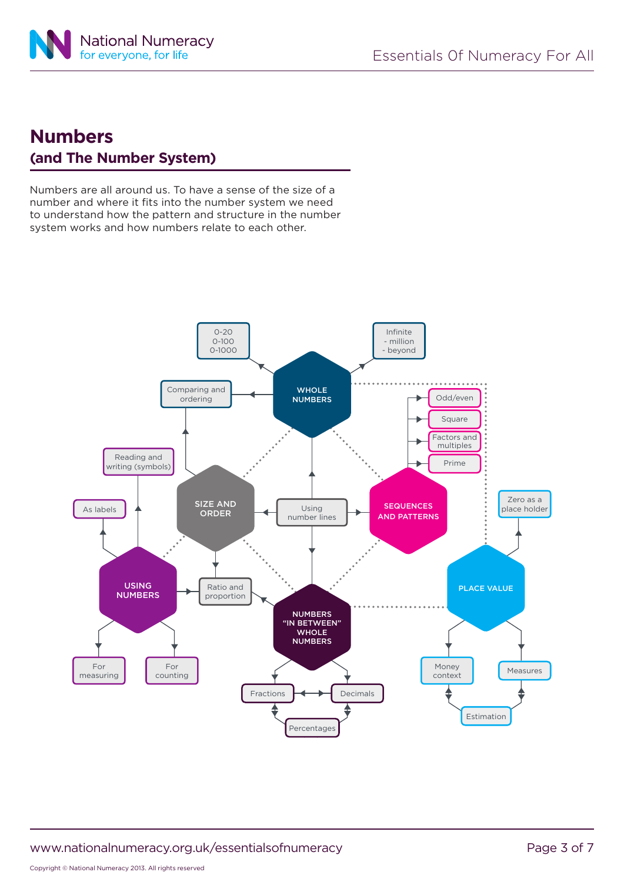# Numbers

## (and The Number System)

Numbers are all around us. To have a sense of the size of a number and where it fits into the number system we need to understand how the pattern and structure in the number system works and how numbers relate to each other.

**WHOLE NUMBERS**
- 0-20, 0-100, 0-1000
- Infinite - million - beyond
- Comparing and ordering

**SIZE AND ORDER**
- Comparing and ordering
- Using number lines
- Ratio and proportion

**SEQUENCES AND PATTERNS**
- Odd/even
- Square
- Factors and multiples
- Prime

**USING NUMBERS**
- Reading and writing (symbols)
- As labels
- For measuring
- For counting
- Ratio and proportion

**NUMBERS "IN BETWEEN" WHOLE NUMBERS**
- Fractions
- Decimals
- Percentages

**PLACE VALUE**
- Zero as a place holder
- Money context
- Measures
- Estimation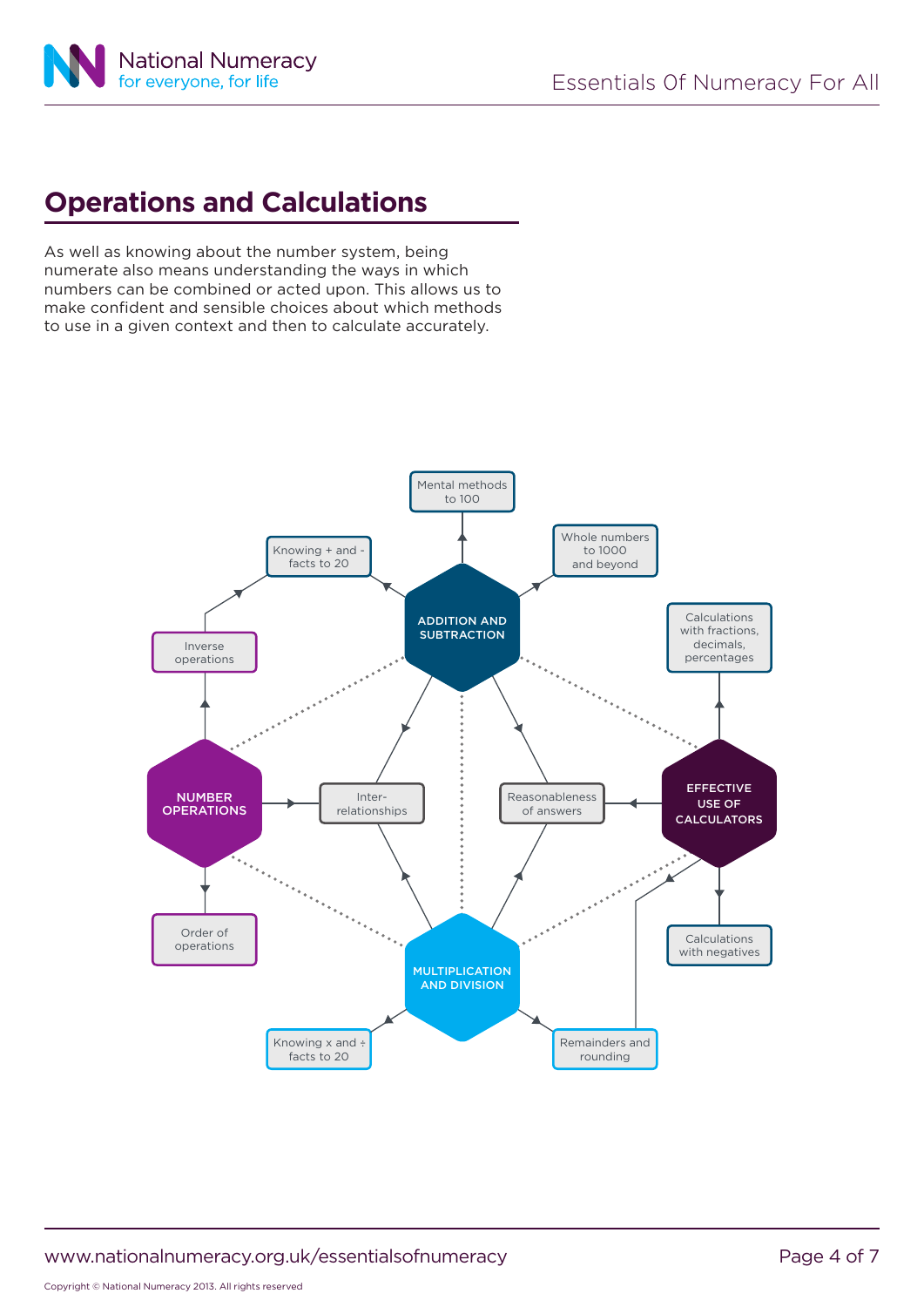## Operations and Calculations

As well as knowing about the number system, being numerate also means understanding the ways in which numbers can be combined or acted upon. This allows us to make confident and sensible choices about which methods to use in a given context and then to calculate accurately.

- **ADDITION AND SUBTRACTION**
  - Mental methods to 100
  - Knowing + and - facts to 20
  - Whole numbers to 1000 and beyond
- **NUMBER OPERATIONS**
  - Inverse operations
  - Order of operations
- **EFFECTIVE USE OF CALCULATORS**
  - Calculations with fractions, decimals, percentages
  - Calculations with negatives
- **MULTIPLICATION AND DIVISION**
  - Knowing x and ÷ facts to 20
  - Remainders and rounding
- Inter-relationships
- Reasonableness of answers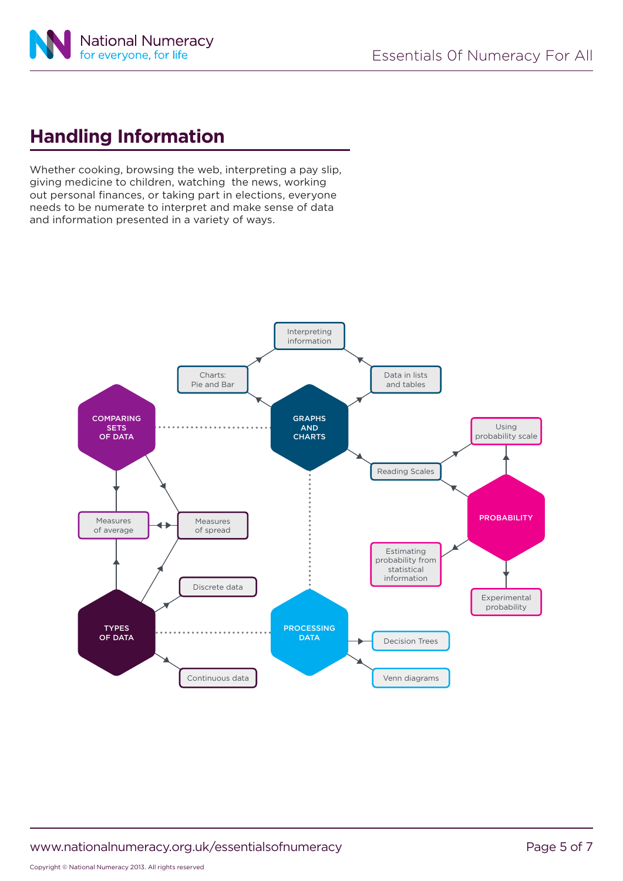## Handling Information

Whether cooking, browsing the web, interpreting a pay slip, giving medicine to children, watching the news, working out personal finances, or taking part in elections, everyone needs to be numerate to interpret and make sense of data and information presented in a variety of ways.

GRAPHS AND CHARTS

- Interpreting information
- Charts: Pie and Bar
- Data in lists and tables
- Reading Scales

COMPARING SETS OF DATA

- Measures of average
- Measures of spread

PROBABILITY

- Using probability scale
- Reading Scales
- Estimating probability from statistical information
- Experimental probability

TYPES OF DATA

- Discrete data
- Continuous data
- Measures of average
- Measures of spread

PROCESSING DATA

- Decision Trees
- Venn diagrams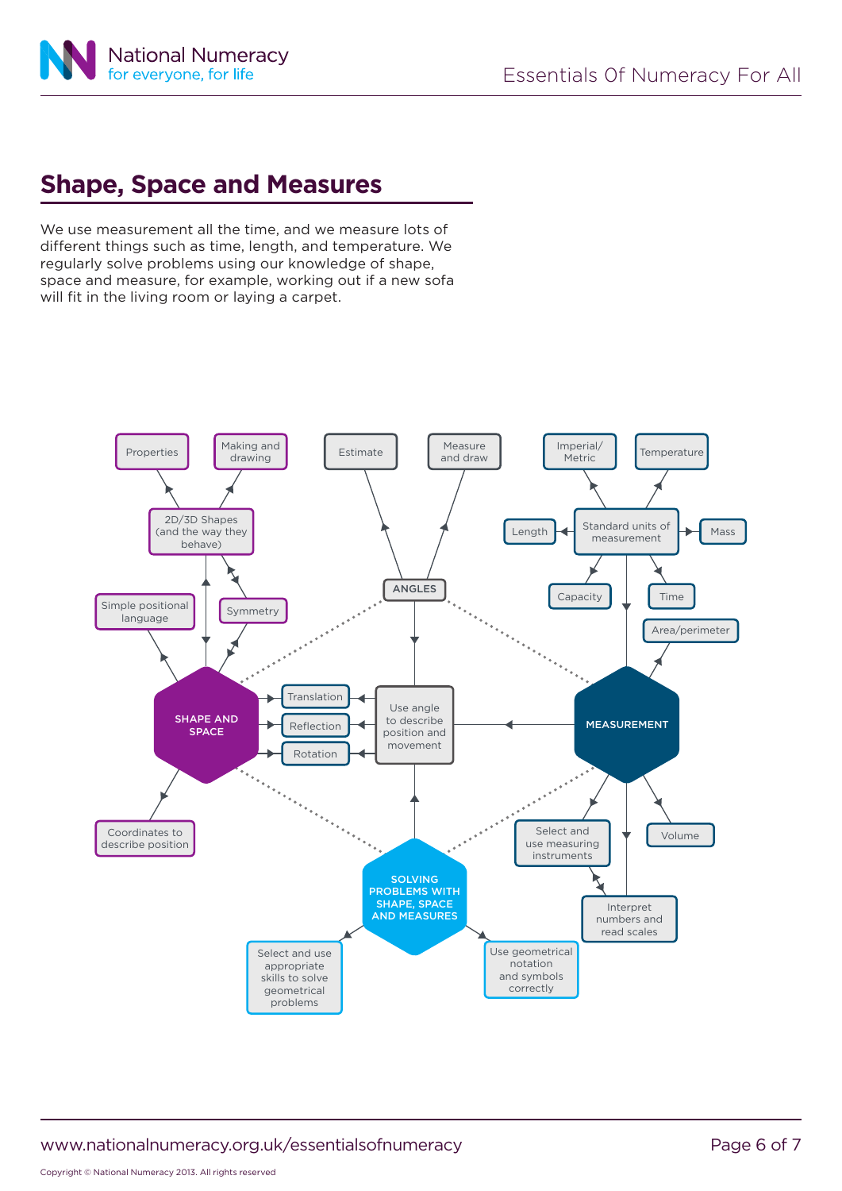## Shape, Space and Measures

We use measurement all the time, and we measure lots of different things such as time, length, and temperature. We regularly solve problems using our knowledge of shape, space and measure, for example, working out if a new sofa will fit in the living room or laying a carpet.

**SHAPE AND SPACE**

- 2D/3D Shapes (and the way they behave)
  - Properties
  - Making and drawing
- Symmetry
- Simple positional language
- Coordinates to describe position
- Translation
- Reflection
- Rotation

**ANGLES**

- Estimate
- Measure and draw
- Use angle to describe position and movement

**MEASUREMENT**

- Standard units of measurement
  - Imperial/ Metric
  - Temperature
  - Length
  - Mass
  - Capacity
  - Time
- Area/perimeter
- Volume
- Select and use measuring instruments
- Interpret numbers and read scales

**SOLVING PROBLEMS WITH SHAPE, SPACE AND MEASURES**

- Select and use appropriate skills to solve geometrical problems
- Use geometrical notation and symbols correctly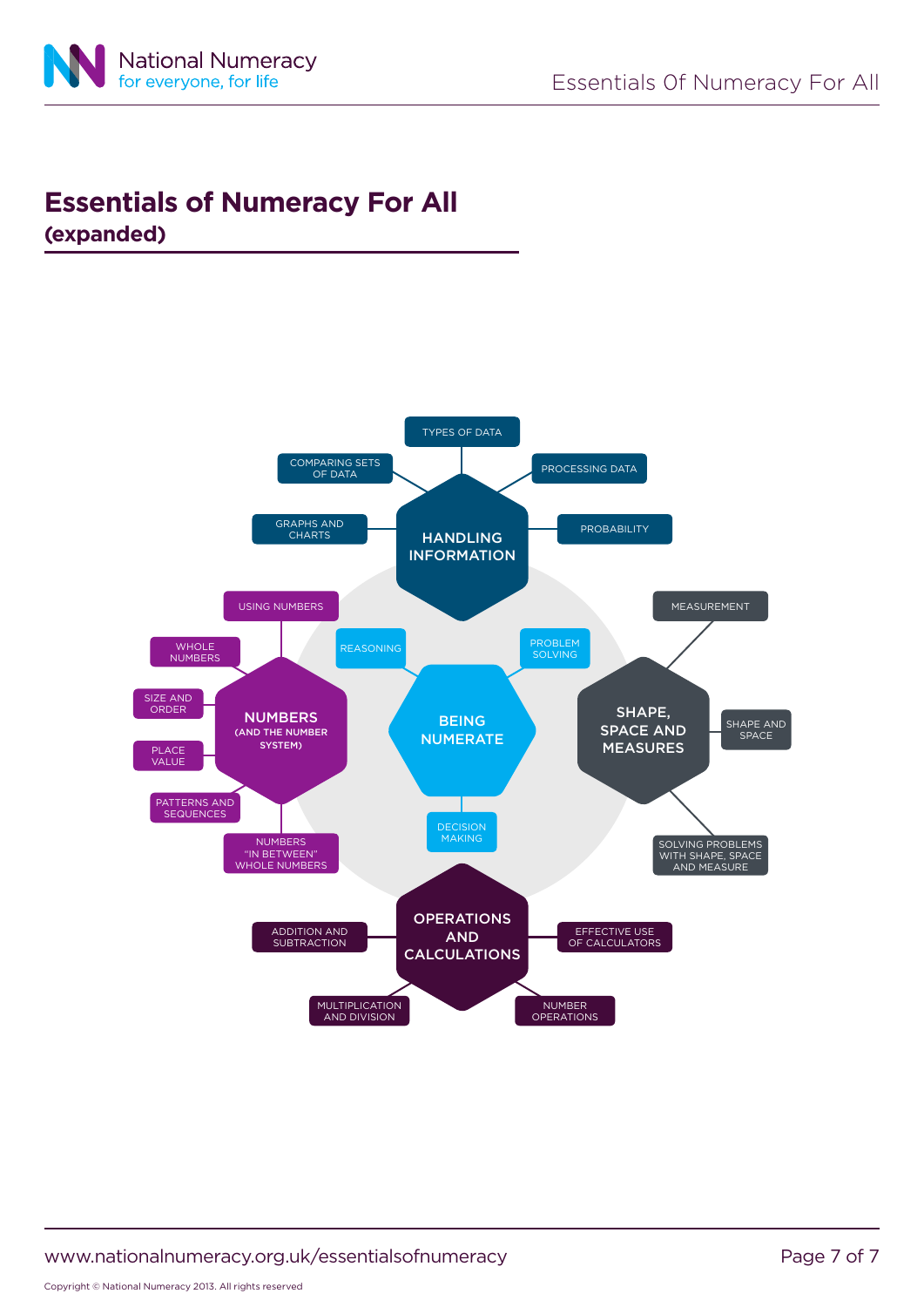# Essentials of Numeracy For All

## (expanded)

BEING NUMERATE

REASONING

PROBLEM SOLVING

DECISION MAKING

HANDLING INFORMATION

TYPES OF DATA

COMPARING SETS OF DATA

PROCESSING DATA

GRAPHS AND CHARTS

PROBABILITY

NUMBERS (AND THE NUMBER SYSTEM)

USING NUMBERS

WHOLE NUMBERS

SIZE AND ORDER

PLACE VALUE

PATTERNS AND SEQUENCES

NUMBERS "IN BETWEEN" WHOLE NUMBERS

SHAPE, SPACE AND MEASURES

MEASUREMENT

SHAPE AND SPACE

SOLVING PROBLEMS WITH SHAPE, SPACE AND MEASURE

OPERATIONS AND CALCULATIONS

ADDITION AND SUBTRACTION

EFFECTIVE USE OF CALCULATORS

MULTIPLICATION AND DIVISION

NUMBER OPERATIONS

www.nationalnumeracy.org.uk/essentialsofnumeracy

Copyright © National Numeracy 2013. All rights reserved